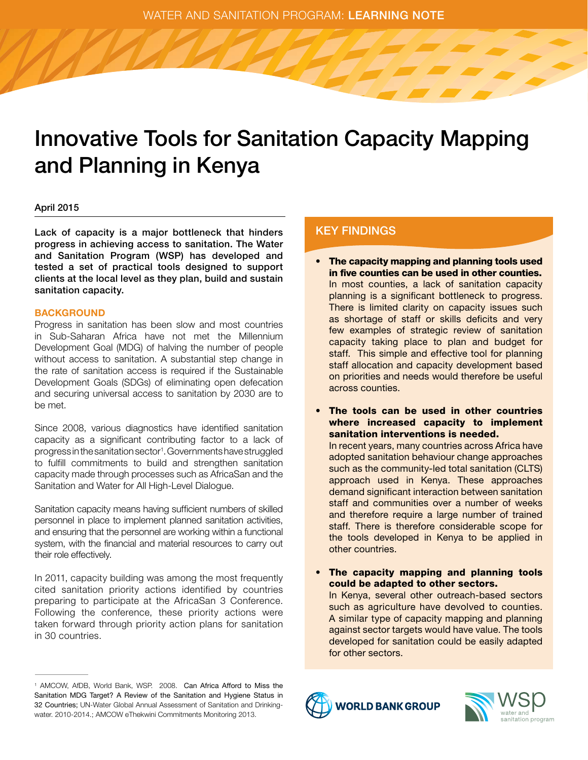WATER AND SANITATION PROGRAM: **LEARNING NOTE**

# Innovative Tools for Sanitation Capacity Mapping and Planning in Kenya

April 2015

**Lack of capacity is a major bottleneck that hinders progress in achieving access to sanitation. The Water and Sanitation Program (WSP) has developed and tested a set of practical tools designed to support clients at the local level as they plan, build and sustain sanitation capacity.**

## BACKGROUND

Progress in sanitation has been slow and most countries in Sub-Saharan Africa have not met the Millennium Development Goal (MDG) of halving the number of people without access to sanitation. A substantial step change in the rate of sanitation access is required if the Sustainable Development Goals (SDGs) of eliminating open defecation and securing universal access to sanitation by 2030 are to be met.

Since 2008, various diagnostics have identified sanitation capacity as a significant contributing factor to a lack of progress in the sanitation sector[1]. Governments have struggled to fulfill commitments to build and strengthen sanitation capacity made through processes such as AfricaSan and the Sanitation and Water for All High-Level Dialogue.

Sanitation capacity means having sufficient numbers of skilled personnel in place to implement planned sanitation activities, and ensuring that the personnel are working within a functional system, with the financial and material resources to carry out their role effectively.

In 2011, capacity building was among the most frequently cited sanitation priority actions identified by countries preparing to participate at the AfricaSan 3 Conference. Following the conference, these priority actions were taken forward through priority action plans for sanitation in 30 countries.

## KEY FINDINGS

- **The capacity mapping and planning tools used in five counties can be used in other counties.** In most counties, a lack of sanitation capacity planning is a significant bottleneck to progress. There is limited clarity on capacity issues such as shortage of staff or skills deficits and very few examples of strategic review of sanitation capacity taking place to plan and budget for staff. This simple and effective tool for planning staff allocation and capacity development based on priorities and needs would therefore be useful across counties.
- **The tools can be used in other countries where increased capacity to implement sanitation interventions is needed.** In recent years, many countries across Africa have adopted sanitation behaviour change approaches such as the community-led total sanitation (CLTS) approach used in Kenya. These approaches demand significant interaction between sanitation staff and communities over a number of weeks and therefore require a large number of trained staff. There is therefore considerable scope for the tools developed in Kenya to be applied in other countries.
- **The capacity mapping and planning tools could be adapted to other sectors.** In Kenya, several other outreach-based sectors such as agriculture have devolved to counties. A similar type of capacity mapping and planning against sector targets would have value. The tools developed for sanitation could be easily adapted for other sectors.

[1] AMCOW, AfDB, World Bank, WSP. 2008. Can Africa Afford to Miss the Sanitation MDG Target? A Review of the Sanitation and Hygiene Status in 32 Countries; UN-Water Global Annual Assessment of Sanitation and Drinking-water. 2010-2014.; AMCOW eThekwini Commitments Monitoring 2013.

WORLD BANK GROUP

wsp water and sanitation program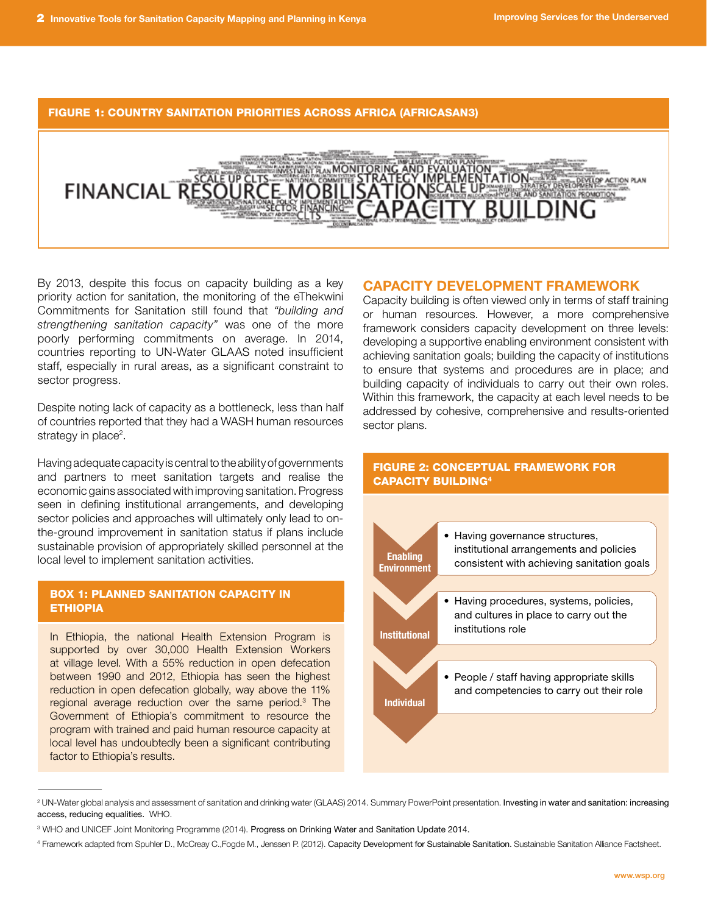**FIGURE 1: COUNTRY SANITATION PRIORITIES ACROSS AFRICA (AFRICASAN3)**

FINANCIAL RESOURCE MOBILISATION CAPACITY BUILDING MONITORING AND EVALUATION STRATEGY IMPLEMENTATION SCALE UP CLTS SCALE UP IMPLEMENT ACTION PLAN INVESTMENT PLAN NATIONAL COMMITTEE NATIONAL POLICY IMPLEMENTATION SECTOR FINANCING CLTS DEVELOP ACTION PLAN STRATEGY DEVELOPMENT HYGIENE AND SANITATION PROMOTION

By 2013, despite this focus on capacity building as a key priority action for sanitation, the monitoring of the eThekwini Commitments for Sanitation still found that *"building and strengthening sanitation capacity"* was one of the more poorly performing commitments on average. In 2014, countries reporting to UN-Water GLAAS noted insufficient staff, especially in rural areas, as a significant constraint to sector progress.

Despite noting lack of capacity as a bottleneck, less than half of countries reported that they had a WASH human resources strategy in place[2].

Having adequate capacity is central to the ability of governments and partners to meet sanitation targets and realise the economic gains associated with improving sanitation. Progress seen in defining institutional arrangements, and developing sector policies and approaches will ultimately only lead to on-the-ground improvement in sanitation status if plans include sustainable provision of appropriately skilled personnel at the local level to implement sanitation activities.

**BOX 1: PLANNED SANITATION CAPACITY IN ETHIOPIA**

In Ethiopia, the national Health Extension Program is supported by over 30,000 Health Extension Workers at village level. With a 55% reduction in open defecation between 1990 and 2012, Ethiopia has seen the highest reduction in open defecation globally, way above the 11% regional average reduction over the same period.[3] The Government of Ethiopia's commitment to resource the program with trained and paid human resource capacity at local level has undoubtedly been a significant contributing factor to Ethiopia's results.

## CAPACITY DEVELOPMENT FRAMEWORK

Capacity building is often viewed only in terms of staff training or human resources. However, a more comprehensive framework considers capacity development on three levels: developing a supportive enabling environment consistent with achieving sanitation goals; building the capacity of institutions to ensure that systems and procedures are in place; and building capacity of individuals to carry out their own roles. Within this framework, the capacity at each level needs to be addressed by cohesive, comprehensive and results-oriented sector plans.

**FIGURE 2: CONCEPTUAL FRAMEWORK FOR CAPACITY BUILDING[4]**

- **Enabling Environment**
  - Having governance structures, institutional arrangements and policies consistent with achieving sanitation goals
- **Institutional**
  - Having procedures, systems, policies, and cultures in place to carry out the institutions role
- **Individual**
  - People / staff having appropriate skills and competencies to carry out their role

---

[2] UN-Water global analysis and assessment of sanitation and drinking water (GLAAS) 2014. Summary PowerPoint presentation. Investing in water and sanitation: increasing access, reducing equalities. WHO.

[3] WHO and UNICEF Joint Monitoring Programme (2014). Progress on Drinking Water and Sanitation Update 2014.

[4] Framework adapted from Spuhler D., McCreay C.,Fogde M., Jenssen P. (2012). Capacity Development for Sustainable Sanitation. Sustainable Sanitation Alliance Factsheet.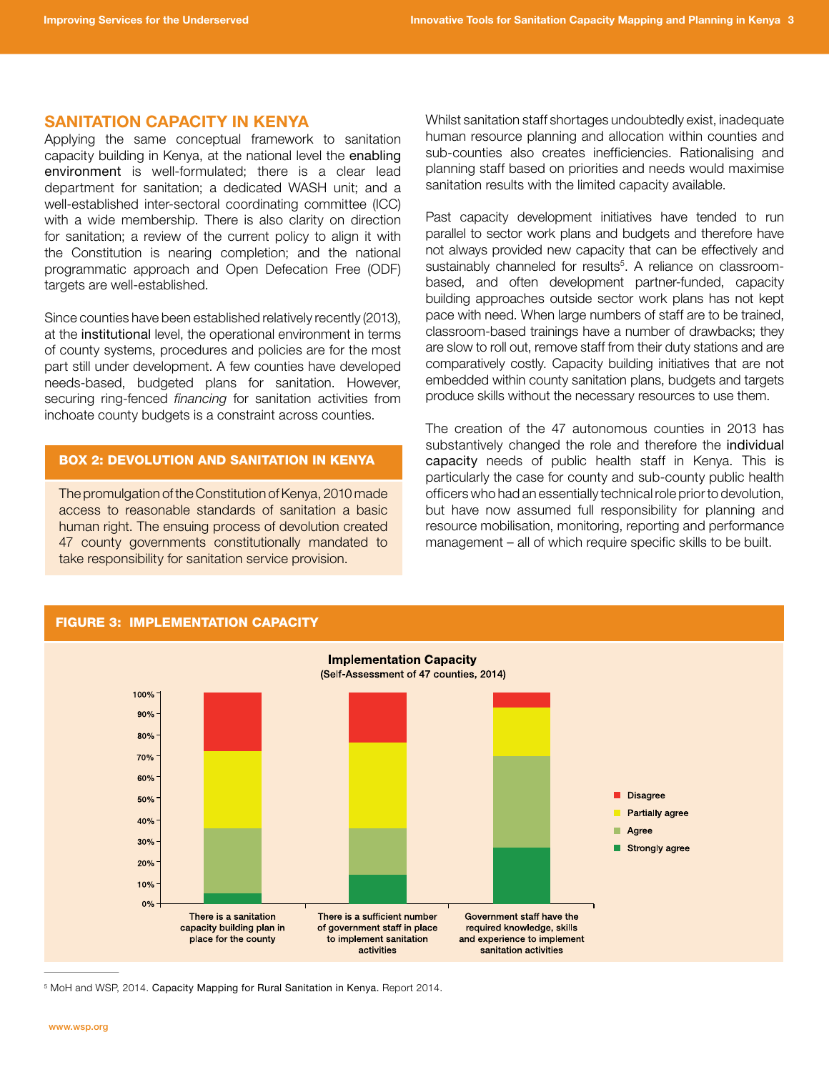## SANITATION CAPACITY IN KENYA

Applying the same conceptual framework to sanitation capacity building in Kenya, at the national level the enabling environment is well-formulated; there is a clear lead department for sanitation; a dedicated WASH unit; and a well-established inter-sectoral coordinating committee (ICC) with a wide membership. There is also clarity on direction for sanitation; a review of the current policy to align it with the Constitution is nearing completion; and the national programmatic approach and Open Defecation Free (ODF) targets are well-established.

Since counties have been established relatively recently (2013), at the institutional level, the operational environment in terms of county systems, procedures and policies are for the most part still under development. A few counties have developed needs-based, budgeted plans for sanitation. However, securing ring-fenced *financing* for sanitation activities from inchoate county budgets is a constraint across counties.

### BOX 2: DEVOLUTION AND SANITATION IN KENYA

The promulgation of the Constitution of Kenya, 2010 made access to reasonable standards of sanitation a basic human right. The ensuing process of devolution created 47 county governments constitutionally mandated to take responsibility for sanitation service provision.

Whilst sanitation staff shortages undoubtedly exist, inadequate human resource planning and allocation within counties and sub-counties also creates inefficiencies. Rationalising and planning staff based on priorities and needs would maximise sanitation results with the limited capacity available.

Past capacity development initiatives have tended to run parallel to sector work plans and budgets and therefore have not always provided new capacity that can be effectively and sustainably channeled for results[5]. A reliance on classroom-based, and often development partner-funded, capacity building approaches outside sector work plans has not kept pace with need. When large numbers of staff are to be trained, classroom-based trainings have a number of drawbacks; they are slow to roll out, remove staff from their duty stations and are comparatively costly. Capacity building initiatives that are not embedded within county sanitation plans, budgets and targets produce skills without the necessary resources to use them.

The creation of the 47 autonomous counties in 2013 has substantively changed the role and therefore the individual capacity needs of public health staff in Kenya. This is particularly the case for county and sub-county public health officers who had an essentially technical role prior to devolution, but have now assumed full responsibility for planning and resource mobilisation, monitoring, reporting and performance management – all of which require specific skills to be built.

### FIGURE 3: IMPLEMENTATION CAPACITY

**Implementation Capacity**
(Self-Assessment of 47 counties, 2014)

| | Strongly agree | Agree | Partially agree | Disagree |
|---|---|---|---|---|
| There is a sanitation capacity building plan in place for the county | ~5% | ~31% | ~36% | ~28% |
| There is a sufficient number of government staff in place to implement sanitation activities | ~14% | ~22% | ~40% | ~24% |
| Government staff have the required knowledge, skills and experience to implement sanitation activities | ~27% | ~43% | ~23% | ~7% |

[5] MoH and WSP, 2014. Capacity Mapping for Rural Sanitation in Kenya. Report 2014.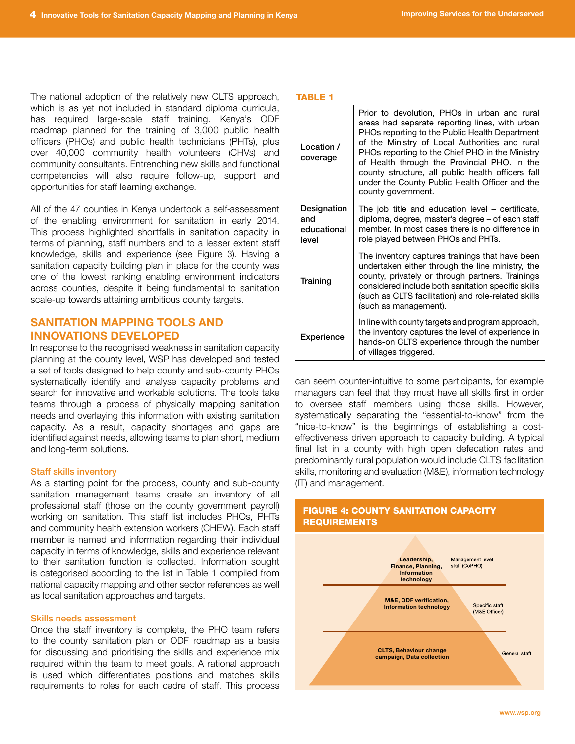The national adoption of the relatively new CLTS approach, which is as yet not included in standard diploma curricula, has required large-scale staff training. Kenya's ODF roadmap planned for the training of 3,000 public health officers (PHOs) and public health technicians (PHTs), plus over 40,000 community health volunteers (CHVs) and community consultants. Entrenching new skills and functional competencies will also require follow-up, support and opportunities for staff learning exchange.

All of the 47 counties in Kenya undertook a self-assessment of the enabling environment for sanitation in early 2014. This process highlighted shortfalls in sanitation capacity in terms of planning, staff numbers and to a lesser extent staff knowledge, skills and experience (see Figure 3). Having a sanitation capacity building plan in place for the county was one of the lowest ranking enabling environment indicators across counties, despite it being fundamental to sanitation scale-up towards attaining ambitious county targets.

## SANITATION MAPPING TOOLS AND INNOVATIONS DEVELOPED

In response to the recognised weakness in sanitation capacity planning at the county level, WSP has developed and tested a set of tools designed to help county and sub-county PHOs systematically identify and analyse capacity problems and search for innovative and workable solutions. The tools take teams through a process of physically mapping sanitation needs and overlaying this information with existing sanitation capacity. As a result, capacity shortages and gaps are identified against needs, allowing teams to plan short, medium and long-term solutions.

### Staff skills inventory

As a starting point for the process, county and sub-county sanitation management teams create an inventory of all professional staff (those on the county government payroll) working on sanitation. This staff list includes PHOs, PHTs and community health extension workers (CHEW). Each staff member is named and information regarding their individual capacity in terms of knowledge, skills and experience relevant to their sanitation function is collected. Information sought is categorised according to the list in Table 1 compiled from national capacity mapping and other sector references as well as local sanitation approaches and targets.

**TABLE 1**

| | |
|---|---|
| Location / coverage | Prior to devolution, PHOs in urban and rural areas had separate reporting lines, with urban PHOs reporting to the Public Health Department of the Ministry of Local Authorities and rural PHOs reporting to the Chief PHO in the Ministry of Health through the Provincial PHO. In the county structure, all public health officers fall under the County Public Health Officer and the county government. |
| Designation and educational level | The job title and education level – certificate, diploma, degree, master's degree – of each staff member. In most cases there is no difference in role played between PHOs and PHTs. |
| Training | The inventory captures trainings that have been undertaken either through the line ministry, the county, privately or through partners. Trainings considered include both sanitation specific skills (such as CLTS facilitation) and role-related skills (such as management). |
| Experience | In line with county targets and program approach, the inventory captures the level of experience in hands-on CLTS experience through the number of villages triggered. |

### Skills needs assessment

Once the staff inventory is complete, the PHO team refers to the county sanitation plan or ODF roadmap as a basis for discussing and prioritising the skills and experience mix required within the team to meet goals. A rational approach is used which differentiates positions and matches skills requirements to roles for each cadre of staff. This process can seem counter-intuitive to some participants, for example managers can feel that they must have all skills first in order to oversee staff members using those skills. However, systematically separating the "essential-to-know" from the "nice-to-know" is the beginnings of establishing a cost-effectiveness driven approach to capacity building. A typical final list in a county with high open defecation rates and predominantly rural population would include CLTS facilitation skills, monitoring and evaluation (M&E), information technology (IT) and management.

**FIGURE 4: COUNTY SANITATION CAPACITY REQUIREMENTS**

| Skills | Staff level |
|---|---|
| Leadership, Finance, Planning, Information technology | Management level staff (CoPHO) |
| M&E, ODF verification, Information technology | Specific staff (M&E Officer) |
| CLTS, Behaviour change campaign, Data collection | General staff |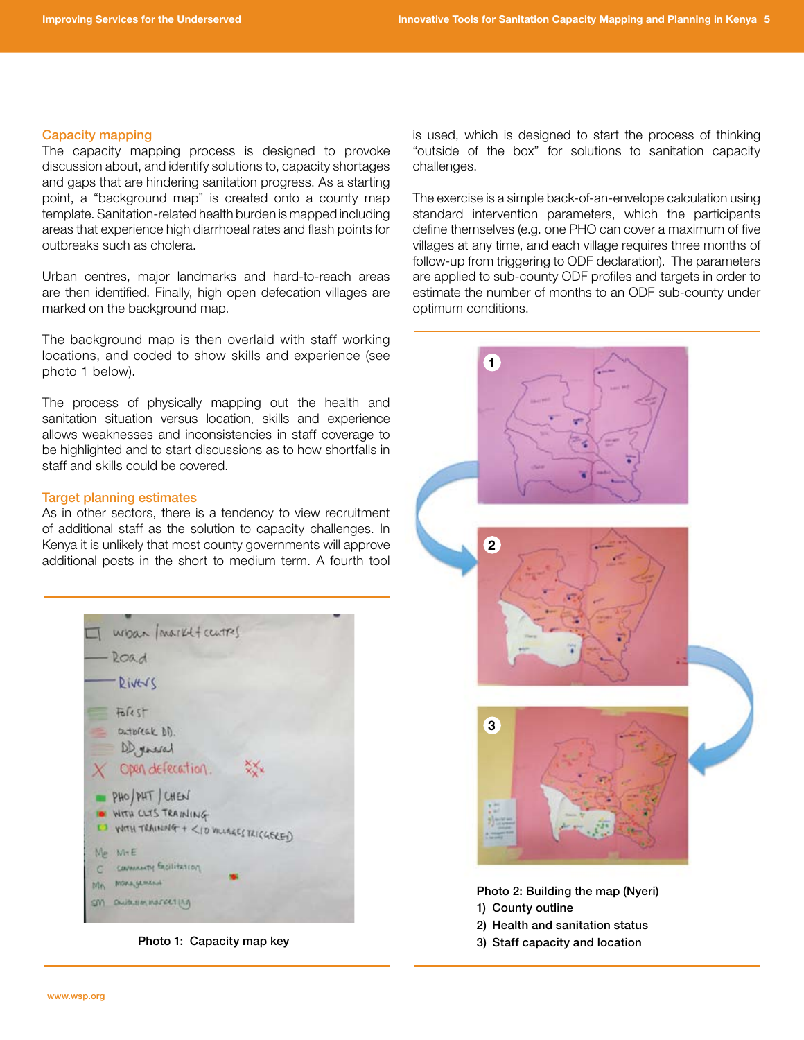### Capacity mapping

The capacity mapping process is designed to provoke discussion about, and identify solutions to, capacity shortages and gaps that are hindering sanitation progress. As a starting point, a "background map" is created onto a county map template. Sanitation-related health burden is mapped including areas that experience high diarrhoeal rates and flash points for outbreaks such as cholera.

Urban centres, major landmarks and hard-to-reach areas are then identified. Finally, high open defecation villages are marked on the background map.

The background map is then overlaid with staff working locations, and coded to show skills and experience (see photo 1 below).

The process of physically mapping out the health and sanitation situation versus location, skills and experience allows weaknesses and inconsistencies in staff coverage to be highlighted and to start discussions as to how shortfalls in staff and skills could be covered.

### Target planning estimates

As in other sectors, there is a tendency to view recruitment of additional staff as the solution to capacity challenges. In Kenya it is unlikely that most county governments will approve additional posts in the short to medium term. A fourth tool is used, which is designed to start the process of thinking "outside of the box" for solutions to sanitation capacity challenges.

The exercise is a simple back-of-an-envelope calculation using standard intervention parameters, which the participants define themselves (e.g. one PHO can cover a maximum of five villages at any time, and each village requires three months of follow-up from triggering to ODF declaration). The parameters are applied to sub-county ODF profiles and targets in order to estimate the number of months to an ODF sub-county under optimum conditions.

Photo 1: Capacity map key

Photo 2: Building the map (Nyeri)

1) County outline
2) Health and sanitation status
3) Staff capacity and location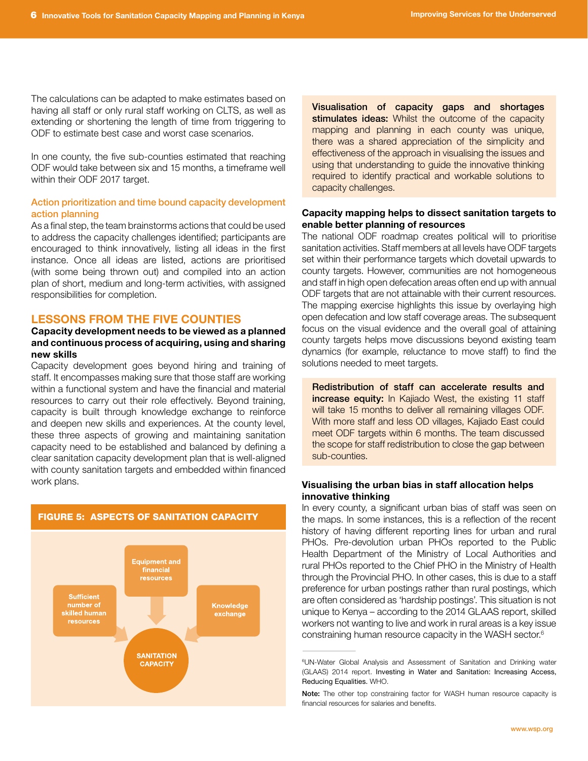The calculations can be adapted to make estimates based on having all staff or only rural staff working on CLTS, as well as extending or shortening the length of time from triggering to ODF to estimate best case and worst case scenarios.

In one county, the five sub-counties estimated that reaching ODF would take between six and 15 months, a timeframe well within their ODF 2017 target.

### Action prioritization and time bound capacity development action planning

As a final step, the team brainstorms actions that could be used to address the capacity challenges identified; participants are encouraged to think innovatively, listing all ideas in the first instance. Once all ideas are listed, actions are prioritised (with some being thrown out) and compiled into an action plan of short, medium and long-term activities, with assigned responsibilities for completion.

## LESSONS FROM THE FIVE COUNTIES

### Capacity development needs to be viewed as a planned and continuous process of acquiring, using and sharing new skills

Capacity development goes beyond hiring and training of staff. It encompasses making sure that those staff are working within a functional system and have the financial and material resources to carry out their role effectively. Beyond training, capacity is built through knowledge exchange to reinforce and deepen new skills and experiences. At the county level, these three aspects of growing and maintaining sanitation capacity need to be established and balanced by defining a clear sanitation capacity development plan that is well-aligned with county sanitation targets and embedded within financed work plans.

**FIGURE 5: ASPECTS OF SANITATION CAPACITY**

- Equipment and financial resources
- Sufficient number of skilled human resources
- Knowledge exchange
- → SANITATION CAPACITY

**Visualisation of capacity gaps and shortages stimulates ideas:** Whilst the outcome of the capacity mapping and planning in each county was unique, there was a shared appreciation of the simplicity and effectiveness of the approach in visualising the issues and using that understanding to guide the innovative thinking required to identify practical and workable solutions to capacity challenges.

### Capacity mapping helps to dissect sanitation targets to enable better planning of resources

The national ODF roadmap creates political will to prioritise sanitation activities. Staff members at all levels have ODF targets set within their performance targets which dovetail upwards to county targets. However, communities are not homogeneous and staff in high open defecation areas often end up with annual ODF targets that are not attainable with their current resources. The mapping exercise highlights this issue by overlaying high open defecation and low staff coverage areas. The subsequent focus on the visual evidence and the overall goal of attaining county targets helps move discussions beyond existing team dynamics (for example, reluctance to move staff) to find the solutions needed to meet targets.

**Redistribution of staff can accelerate results and increase equity:** In Kajiado West, the existing 11 staff will take 15 months to deliver all remaining villages ODF. With more staff and less OD villages, Kajiado East could meet ODF targets within 6 months. The team discussed the scope for staff redistribution to close the gap between sub-counties.

### Visualising the urban bias in staff allocation helps innovative thinking

In every county, a significant urban bias of staff was seen on the maps. In some instances, this is a reflection of the recent history of having different reporting lines for urban and rural PHOs. Pre-devolution urban PHOs reported to the Public Health Department of the Ministry of Local Authorities and rural PHOs reported to the Chief PHO in the Ministry of Health through the Provincial PHO. In other cases, this is due to a staff preference for urban postings rather than rural postings, which are often considered as 'hardship postings'. This situation is not unique to Kenya – according to the 2014 GLAAS report, skilled workers not wanting to live and work in rural areas is a key issue constraining human resource capacity in the WASH sector.[6]

---

[6] UN-Water Global Analysis and Assessment of Sanitation and Drinking water (GLAAS) 2014 report. Investing in Water and Sanitation: Increasing Access, Reducing Equalities. WHO.

**Note:** The other top constraining factor for WASH human resource capacity is financial resources for salaries and benefits.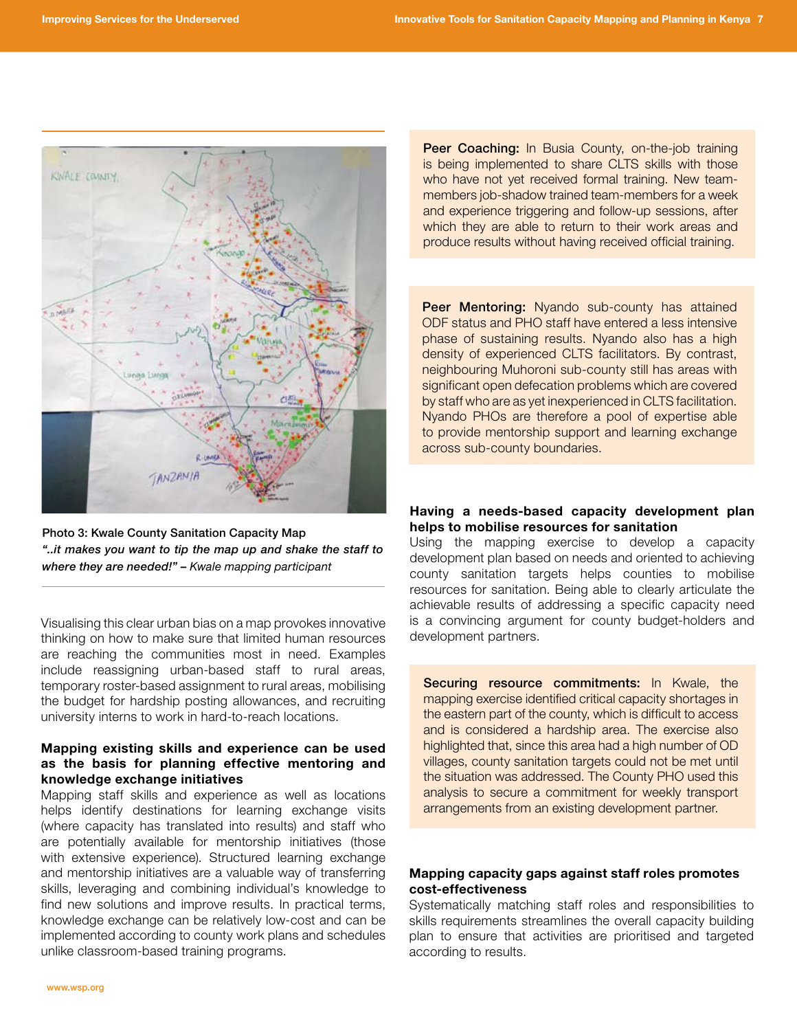Photo 3: Kwale County Sanitation Capacity Map

*"..it makes you want to tip the map up and shake the staff to where they are needed!" – Kwale mapping participant*

Visualising this clear urban bias on a map provokes innovative thinking on how to make sure that limited human resources are reaching the communities most in need. Examples include reassigning urban-based staff to rural areas, temporary roster-based assignment to rural areas, mobilising the budget for hardship posting allowances, and recruiting university interns to work in hard-to-reach locations.

### Mapping existing skills and experience can be used as the basis for planning effective mentoring and knowledge exchange initiatives

Mapping staff skills and experience as well as locations helps identify destinations for learning exchange visits (where capacity has translated into results) and staff who are potentially available for mentorship initiatives (those with extensive experience). Structured learning exchange and mentorship initiatives are a valuable way of transferring skills, leveraging and combining individual's knowledge to find new solutions and improve results. In practical terms, knowledge exchange can be relatively low-cost and can be implemented according to county work plans and schedules unlike classroom-based training programs.

> **Peer Coaching:** In Busia County, on-the-job training is being implemented to share CLTS skills with those who have not yet received formal training. New team-members job-shadow trained team-members for a week and experience triggering and follow-up sessions, after which they are able to return to their work areas and produce results without having received official training.

> **Peer Mentoring:** Nyando sub-county has attained ODF status and PHO staff have entered a less intensive phase of sustaining results. Nyando also has a high density of experienced CLTS facilitators. By contrast, neighbouring Muhoroni sub-county still has areas with significant open defecation problems which are covered by staff who are as yet inexperienced in CLTS facilitation. Nyando PHOs are therefore a pool of expertise able to provide mentorship support and learning exchange across sub-county boundaries.

### Having a needs-based capacity development plan helps to mobilise resources for sanitation

Using the mapping exercise to develop a capacity development plan based on needs and oriented to achieving county sanitation targets helps counties to mobilise resources for sanitation. Being able to clearly articulate the achievable results of addressing a specific capacity need is a convincing argument for county budget-holders and development partners.

> **Securing resource commitments:** In Kwale, the mapping exercise identified critical capacity shortages in the eastern part of the county, which is difficult to access and is considered a hardship area. The exercise also highlighted that, since this area had a high number of OD villages, county sanitation targets could not be met until the situation was addressed. The County PHO used this analysis to secure a commitment for weekly transport arrangements from an existing development partner.

### Mapping capacity gaps against staff roles promotes cost-effectiveness

Systematically matching staff roles and responsibilities to skills requirements streamlines the overall capacity building plan to ensure that activities are prioritised and targeted according to results.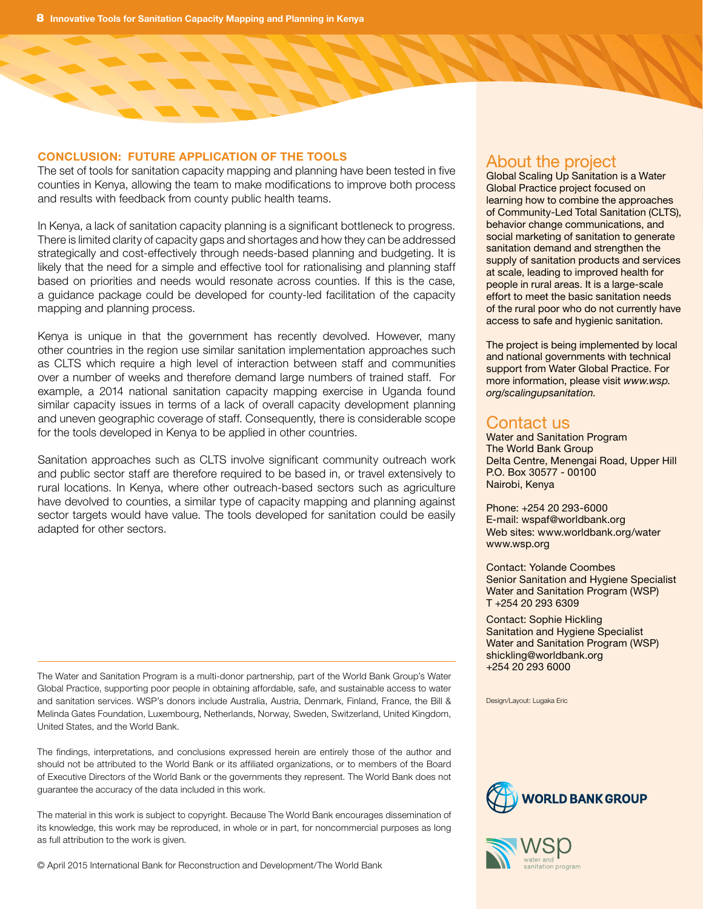## CONCLUSION: FUTURE APPLICATION OF THE TOOLS

The set of tools for sanitation capacity mapping and planning have been tested in five counties in Kenya, allowing the team to make modifications to improve both process and results with feedback from county public health teams.

In Kenya, a lack of sanitation capacity planning is a significant bottleneck to progress. There is limited clarity of capacity gaps and shortages and how they can be addressed strategically and cost-effectively through needs-based planning and budgeting. It is likely that the need for a simple and effective tool for rationalising and planning staff based on priorities and needs would resonate across counties. If this is the case, a guidance package could be developed for county-led facilitation of the capacity mapping and planning process.

Kenya is unique in that the government has recently devolved. However, many other countries in the region use similar sanitation implementation approaches such as CLTS which require a high level of interaction between staff and communities over a number of weeks and therefore demand large numbers of trained staff. For example, a 2014 national sanitation capacity mapping exercise in Uganda found similar capacity issues in terms of a lack of overall capacity development planning and uneven geographic coverage of staff. Consequently, there is considerable scope for the tools developed in Kenya to be applied in other countries.

Sanitation approaches such as CLTS involve significant community outreach work and public sector staff are therefore required to be based in, or travel extensively to rural locations. In Kenya, where other outreach-based sectors such as agriculture have devolved to counties, a similar type of capacity mapping and planning against sector targets would have value. The tools developed for sanitation could be easily adapted for other sectors.

---

The Water and Sanitation Program is a multi-donor partnership, part of the World Bank Group's Water Global Practice, supporting poor people in obtaining affordable, safe, and sustainable access to water and sanitation services. WSP's donors include Australia, Austria, Denmark, Finland, France, the Bill & Melinda Gates Foundation, Luxembourg, Netherlands, Norway, Sweden, Switzerland, United Kingdom, United States, and the World Bank.

The findings, interpretations, and conclusions expressed herein are entirely those of the author and should not be attributed to the World Bank or its affiliated organizations, or to members of the Board of Executive Directors of the World Bank or the governments they represent. The World Bank does not guarantee the accuracy of the data included in this work.

The material in this work is subject to copyright. Because The World Bank encourages dissemination of its knowledge, this work may be reproduced, in whole or in part, for noncommercial purposes as long as full attribution to the work is given.

© April 2015 International Bank for Reconstruction and Development/The World Bank

## About the project

Global Scaling Up Sanitation is a Water Global Practice project focused on learning how to combine the approaches of Community-Led Total Sanitation (CLTS), behavior change communications, and social marketing of sanitation to generate sanitation demand and strengthen the supply of sanitation products and services at scale, leading to improved health for people in rural areas. It is a large-scale effort to meet the basic sanitation needs of the rural poor who do not currently have access to safe and hygienic sanitation.

The project is being implemented by local and national governments with technical support from Water Global Practice. For more information, please visit *www.wsp.org/scalingupsanitation.*

## Contact us

Water and Sanitation Program
The World Bank Group
Delta Centre, Menengai Road, Upper Hill
P.O. Box 30577 - 00100
Nairobi, Kenya

Phone: +254 20 293-6000
E-mail: wspaf@worldbank.org
Web sites: www.worldbank.org/water
www.wsp.org

Contact: Yolande Coombes
Senior Sanitation and Hygiene Specialist
Water and Sanitation Program (WSP)
T +254 20 293 6309

Contact: Sophie Hickling
Sanitation and Hygiene Specialist
Water and Sanitation Program (WSP)
shickling@worldbank.org
+254 20 293 6000

Design/Layout: Lugaka Eric

WORLD BANK GROUP

wsp water and sanitation program